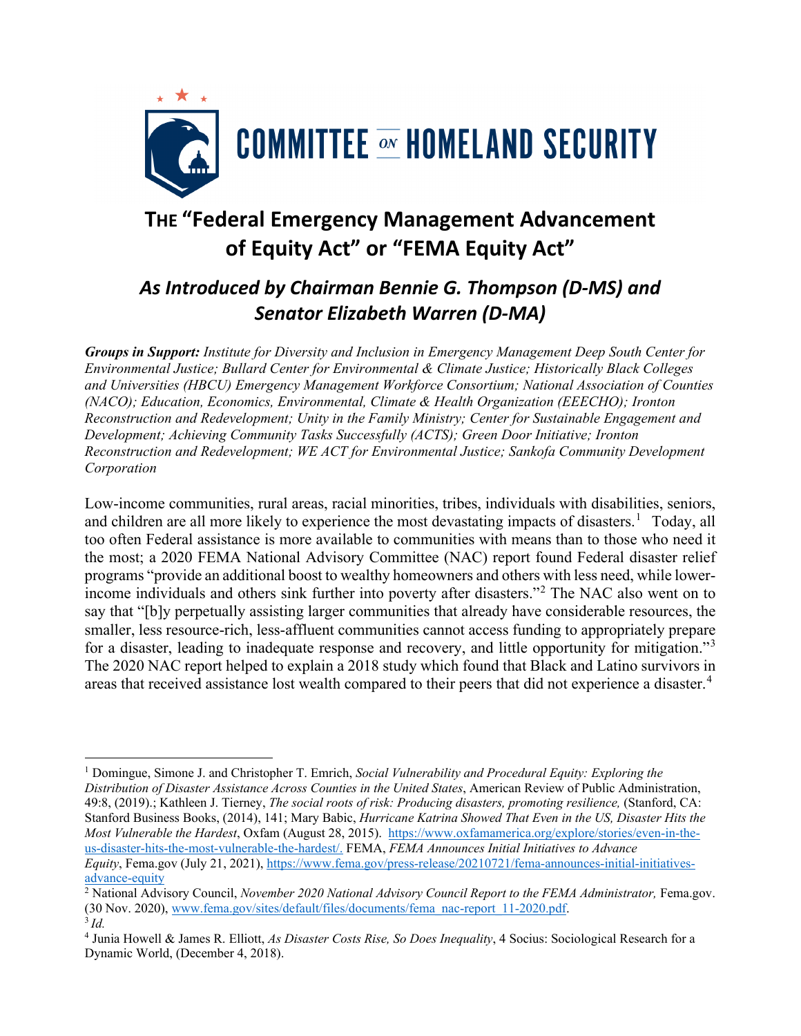COMMITTEE ON HOMELAND SECURITY

# THE "Federal Emergency Management Advancement of Equity Act" or "FEMA Equity Act"

## *As Introduced by Chairman Bennie G. Thompson (D-MS) and Senator Elizabeth Warren (D-MA)*

***Groups in Support:*** *Institute for Diversity and Inclusion in Emergency Management Deep South Center for Environmental Justice; Bullard Center for Environmental & Climate Justice; Historically Black Colleges and Universities (HBCU) Emergency Management Workforce Consortium; National Association of Counties (NACO); Education, Economics, Environmental, Climate & Health Organization (EEECHO); Ironton Reconstruction and Redevelopment; Unity in the Family Ministry; Center for Sustainable Engagement and Development; Achieving Community Tasks Successfully (ACTS); Green Door Initiative; Ironton Reconstruction and Redevelopment; WE ACT for Environmental Justice; Sankofa Community Development Corporation*

Low-income communities, rural areas, racial minorities, tribes, individuals with disabilities, seniors, and children are all more likely to experience the most devastating impacts of disasters.[1] Today, all too often Federal assistance is more available to communities with means than to those who need it the most; a 2020 FEMA National Advisory Committee (NAC) report found Federal disaster relief programs "provide an additional boost to wealthy homeowners and others with less need, while lower-income individuals and others sink further into poverty after disasters."[2] The NAC also went on to say that "[b]y perpetually assisting larger communities that already have considerable resources, the smaller, less resource-rich, less-affluent communities cannot access funding to appropriately prepare for a disaster, leading to inadequate response and recovery, and little opportunity for mitigation."[3] The 2020 NAC report helped to explain a 2018 study which found that Black and Latino survivors in areas that received assistance lost wealth compared to their peers that did not experience a disaster.[4]

---

[1] Domingue, Simone J. and Christopher T. Emrich, *Social Vulnerability and Procedural Equity: Exploring the Distribution of Disaster Assistance Across Counties in the United States*, American Review of Public Administration, 49:8, (2019).; Kathleen J. Tierney, *The social roots of risk: Producing disasters, promoting resilience,* (Stanford, CA: Stanford Business Books, (2014), 141; Mary Babic, *Hurricane Katrina Showed That Even in the US, Disaster Hits the Most Vulnerable the Hardest*, Oxfam (August 28, 2015). https://www.oxfamamerica.org/explore/stories/even-in-the-us-disaster-hits-the-most-vulnerable-the-hardest/. FEMA, *FEMA Announces Initial Initiatives to Advance Equity*, Fema.gov (July 21, 2021), https://www.fema.gov/press-release/20210721/fema-announces-initial-initiatives-advance-equity

[2] National Advisory Council, *November 2020 National Advisory Council Report to the FEMA Administrator,* Fema.gov. (30 Nov. 2020), www.fema.gov/sites/default/files/documents/fema_nac-report_11-2020.pdf.

[3] *Id.*

[4] Junia Howell & James R. Elliott, *As Disaster Costs Rise, So Does Inequality*, 4 Socius: Sociological Research for a Dynamic World, (December 4, 2018).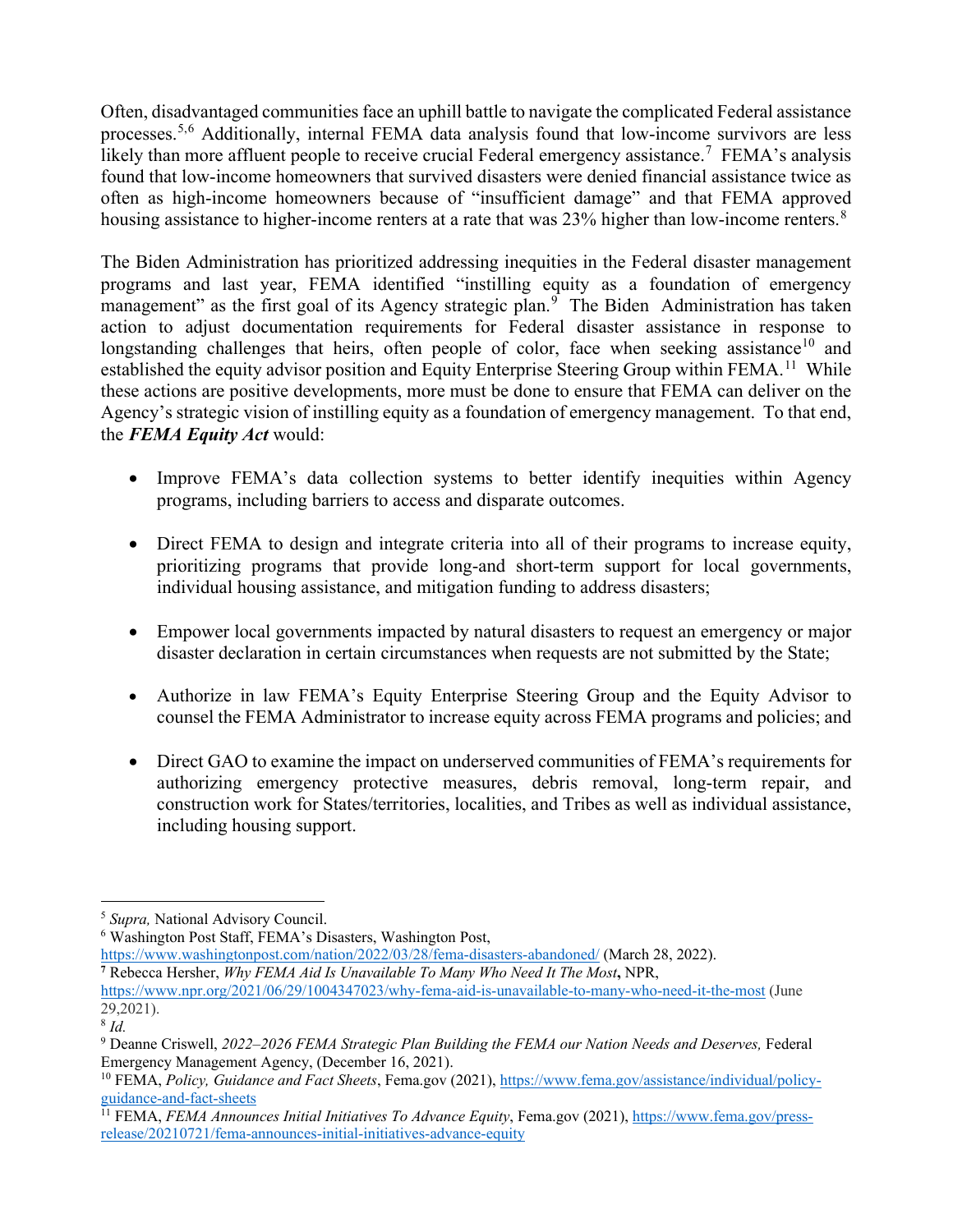Often, disadvantaged communities face an uphill battle to navigate the complicated Federal assistance processes.[5,6] Additionally, internal FEMA data analysis found that low-income survivors are less likely than more affluent people to receive crucial Federal emergency assistance.[7] FEMA's analysis found that low-income homeowners that survived disasters were denied financial assistance twice as often as high-income homeowners because of "insufficient damage" and that FEMA approved housing assistance to higher-income renters at a rate that was 23% higher than low-income renters.[8]

The Biden Administration has prioritized addressing inequities in the Federal disaster management programs and last year, FEMA identified "instilling equity as a foundation of emergency management" as the first goal of its Agency strategic plan.[9] The Biden Administration has taken action to adjust documentation requirements for Federal disaster assistance in response to longstanding challenges that heirs, often people of color, face when seeking assistance[10] and established the equity advisor position and Equity Enterprise Steering Group within FEMA.[11] While these actions are positive developments, more must be done to ensure that FEMA can deliver on the Agency's strategic vision of instilling equity as a foundation of emergency management. To that end, the ***FEMA Equity Act*** would:

- Improve FEMA's data collection systems to better identify inequities within Agency programs, including barriers to access and disparate outcomes.
- Direct FEMA to design and integrate criteria into all of their programs to increase equity, prioritizing programs that provide long-and short-term support for local governments, individual housing assistance, and mitigation funding to address disasters;
- Empower local governments impacted by natural disasters to request an emergency or major disaster declaration in certain circumstances when requests are not submitted by the State;
- Authorize in law FEMA's Equity Enterprise Steering Group and the Equity Advisor to counsel the FEMA Administrator to increase equity across FEMA programs and policies; and
- Direct GAO to examine the impact on underserved communities of FEMA's requirements for authorizing emergency protective measures, debris removal, long-term repair, and construction work for States/territories, localities, and Tribes as well as individual assistance, including housing support.

---

[5] *Supra,* National Advisory Council.

[6] Washington Post Staff, FEMA's Disasters, Washington Post, https://www.washingtonpost.com/nation/2022/03/28/fema-disasters-abandoned/ (March 28, 2022).

[7] Rebecca Hersher, *Why FEMA Aid Is Unavailable To Many Who Need It The Most***,** NPR, https://www.npr.org/2021/06/29/1004347023/why-fema-aid-is-unavailable-to-many-who-need-it-the-most (June 29,2021).

[8] *Id.*

[9] Deanne Criswell, *2022–2026 FEMA Strategic Plan Building the FEMA our Nation Needs and Deserves,* Federal Emergency Management Agency, (December 16, 2021).

[10] FEMA, *Policy, Guidance and Fact Sheets*, Fema.gov (2021), https://www.fema.gov/assistance/individual/policy-guidance-and-fact-sheets

[11] FEMA, *FEMA Announces Initial Initiatives To Advance Equity*, Fema.gov (2021), https://www.fema.gov/press-release/20210721/fema-announces-initial-initiatives-advance-equity